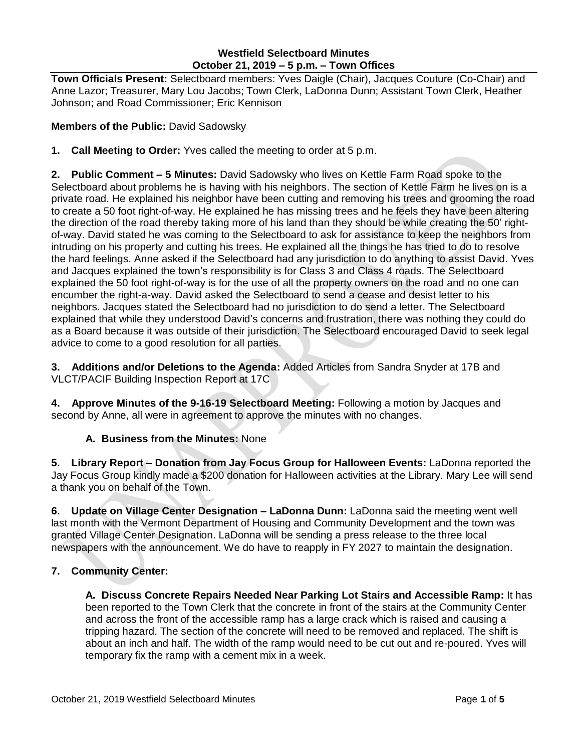**Westfield Selectboard Minutes**
**October 21, 2019 – 5 p.m. – Town Offices**

**Town Officials Present:** Selectboard members: Yves Daigle (Chair), Jacques Couture (Co-Chair) and Anne Lazor; Treasurer, Mary Lou Jacobs; Town Clerk, LaDonna Dunn; Assistant Town Clerk, Heather Johnson; and Road Commissioner; Eric Kennison

**Members of the Public:** David Sadowsky

**1. Call Meeting to Order:** Yves called the meeting to order at 5 p.m.

**2. Public Comment – 5 Minutes:** David Sadowsky who lives on Kettle Farm Road spoke to the Selectboard about problems he is having with his neighbors. The section of Kettle Farm he lives on is a private road. He explained his neighbor have been cutting and removing his trees and grooming the road to create a 50 foot right-of-way. He explained he has missing trees and he feels they have been altering the direction of the road thereby taking more of his land than they should be while creating the 50' right-of-way. David stated he was coming to the Selectboard to ask for assistance to keep the neighbors from intruding on his property and cutting his trees. He explained all the things he has tried to do to resolve the hard feelings. Anne asked if the Selectboard had any jurisdiction to do anything to assist David. Yves and Jacques explained the town's responsibility is for Class 3 and Class 4 roads. The Selectboard explained the 50 foot right-of-way is for the use of all the property owners on the road and no one can encumber the right-a-way. David asked the Selectboard to send a cease and desist letter to his neighbors. Jacques stated the Selectboard had no jurisdiction to do send a letter. The Selectboard explained that while they understood David's concerns and frustration, there was nothing they could do as a Board because it was outside of their jurisdiction. The Selectboard encouraged David to seek legal advice to come to a good resolution for all parties.

**3. Additions and/or Deletions to the Agenda:** Added Articles from Sandra Snyder at 17B and VLCT/PACIF Building Inspection Report at 17C

**4. Approve Minutes of the 9-16-19 Selectboard Meeting:** Following a motion by Jacques and second by Anne, all were in agreement to approve the minutes with no changes.

**A. Business from the Minutes:** None

**5. Library Report – Donation from Jay Focus Group for Halloween Events:** LaDonna reported the Jay Focus Group kindly made a $200 donation for Halloween activities at the Library. Mary Lee will send a thank you on behalf of the Town.

**6. Update on Village Center Designation – LaDonna Dunn:** LaDonna said the meeting went well last month with the Vermont Department of Housing and Community Development and the town was granted Village Center Designation. LaDonna will be sending a press release to the three local newspapers with the announcement. We do have to reapply in FY 2027 to maintain the designation.

**7. Community Center:**

**A. Discuss Concrete Repairs Needed Near Parking Lot Stairs and Accessible Ramp:** It has been reported to the Town Clerk that the concrete in front of the stairs at the Community Center and across the front of the accessible ramp has a large crack which is raised and causing a tripping hazard. The section of the concrete will need to be removed and replaced. The shift is about an inch and half. The width of the ramp would need to be cut out and re-poured. Yves will temporary fix the ramp with a cement mix in a week.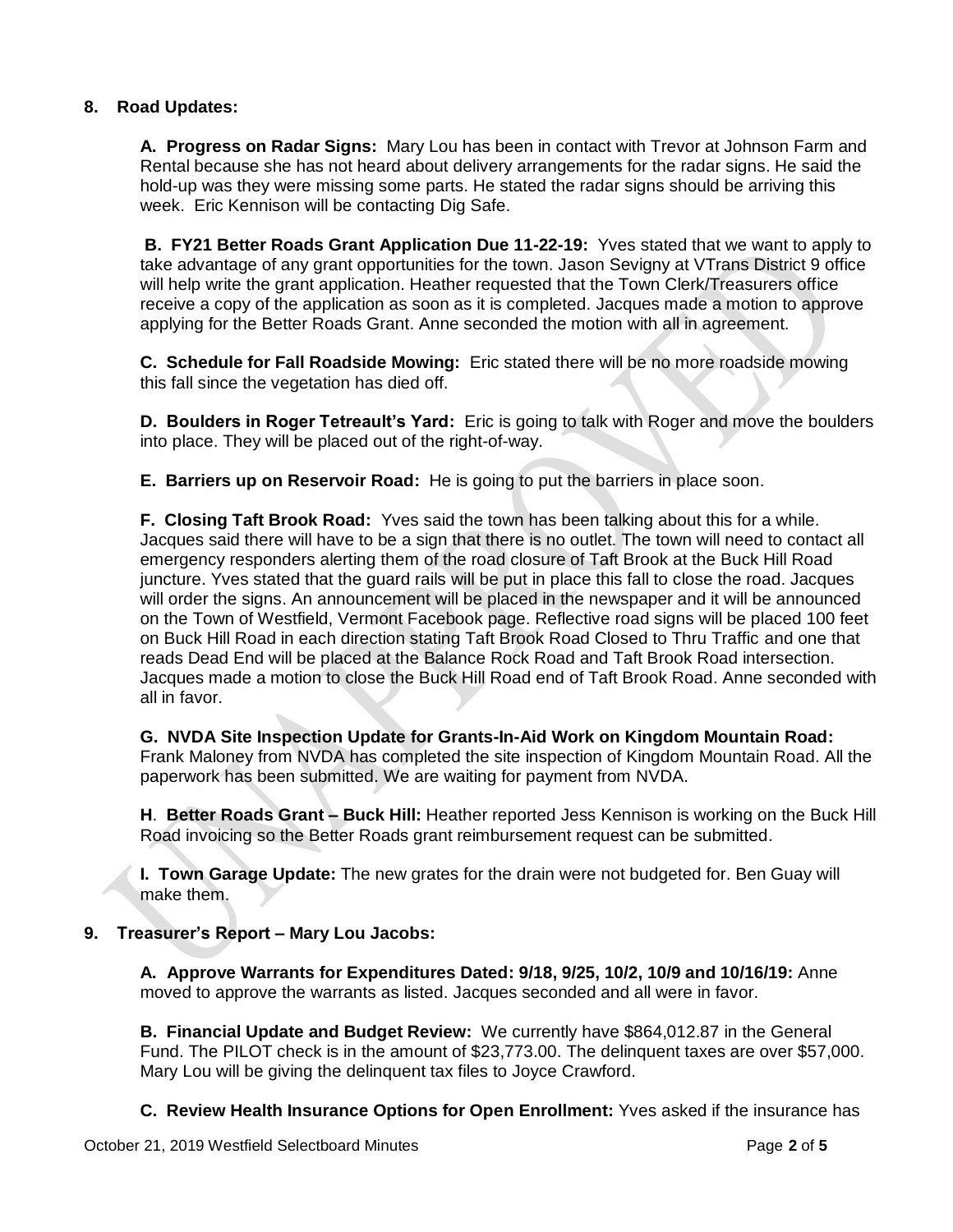**8. Road Updates:**

**A. Progress on Radar Signs:** Mary Lou has been in contact with Trevor at Johnson Farm and Rental because she has not heard about delivery arrangements for the radar signs. He said the hold-up was they were missing some parts. He stated the radar signs should be arriving this week. Eric Kennison will be contacting Dig Safe.

**B. FY21 Better Roads Grant Application Due 11-22-19:** Yves stated that we want to apply to take advantage of any grant opportunities for the town. Jason Sevigny at VTrans District 9 office will help write the grant application. Heather requested that the Town Clerk/Treasurers office receive a copy of the application as soon as it is completed. Jacques made a motion to approve applying for the Better Roads Grant. Anne seconded the motion with all in agreement.

**C. Schedule for Fall Roadside Mowing:** Eric stated there will be no more roadside mowing this fall since the vegetation has died off.

**D. Boulders in Roger Tetreault's Yard:** Eric is going to talk with Roger and move the boulders into place. They will be placed out of the right-of-way.

**E. Barriers up on Reservoir Road:** He is going to put the barriers in place soon.

**F. Closing Taft Brook Road:** Yves said the town has been talking about this for a while. Jacques said there will have to be a sign that there is no outlet. The town will need to contact all emergency responders alerting them of the road closure of Taft Brook at the Buck Hill Road juncture. Yves stated that the guard rails will be put in place this fall to close the road. Jacques will order the signs. An announcement will be placed in the newspaper and it will be announced on the Town of Westfield, Vermont Facebook page. Reflective road signs will be placed 100 feet on Buck Hill Road in each direction stating Taft Brook Road Closed to Thru Traffic and one that reads Dead End will be placed at the Balance Rock Road and Taft Brook Road intersection. Jacques made a motion to close the Buck Hill Road end of Taft Brook Road. Anne seconded with all in favor.

**G. NVDA Site Inspection Update for Grants-In-Aid Work on Kingdom Mountain Road:** Frank Maloney from NVDA has completed the site inspection of Kingdom Mountain Road. All the paperwork has been submitted. We are waiting for payment from NVDA.

**H. Better Roads Grant – Buck Hill:** Heather reported Jess Kennison is working on the Buck Hill Road invoicing so the Better Roads grant reimbursement request can be submitted.

**I. Town Garage Update:** The new grates for the drain were not budgeted for. Ben Guay will make them.

**9. Treasurer's Report – Mary Lou Jacobs:**

**A. Approve Warrants for Expenditures Dated: 9/18, 9/25, 10/2, 10/9 and 10/16/19:** Anne moved to approve the warrants as listed. Jacques seconded and all were in favor.

**B. Financial Update and Budget Review:** We currently have $864,012.87 in the General Fund. The PILOT check is in the amount of $23,773.00. The delinquent taxes are over $57,000. Mary Lou will be giving the delinquent tax files to Joyce Crawford.

**C. Review Health Insurance Options for Open Enrollment:** Yves asked if the insurance has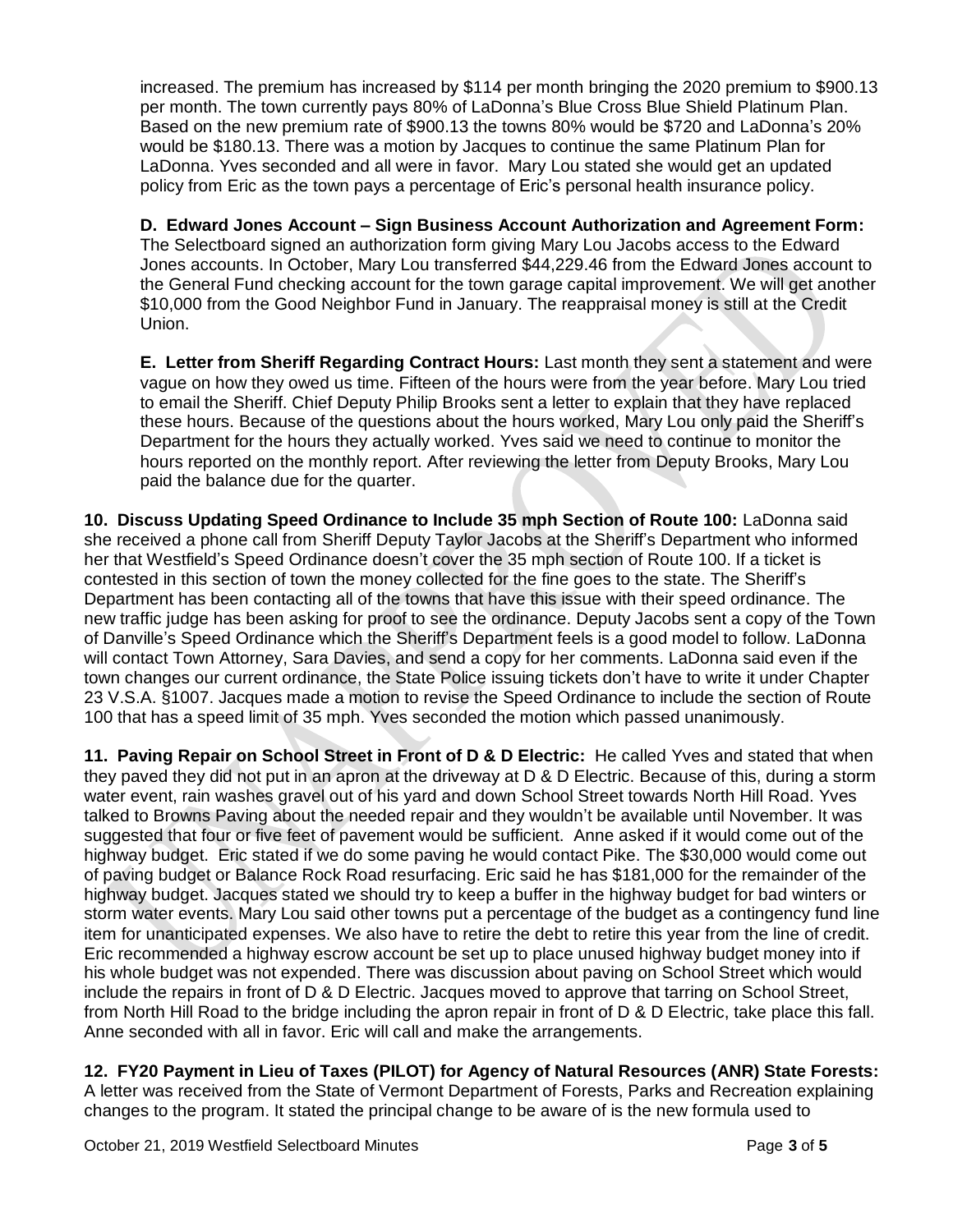increased. The premium has increased by $114 per month bringing the 2020 premium to $900.13 per month. The town currently pays 80% of LaDonna's Blue Cross Blue Shield Platinum Plan. Based on the new premium rate of $900.13 the towns 80% would be $720 and LaDonna's 20% would be $180.13. There was a motion by Jacques to continue the same Platinum Plan for LaDonna. Yves seconded and all were in favor. Mary Lou stated she would get an updated policy from Eric as the town pays a percentage of Eric's personal health insurance policy.

**D. Edward Jones Account – Sign Business Account Authorization and Agreement Form:** The Selectboard signed an authorization form giving Mary Lou Jacobs access to the Edward Jones accounts. In October, Mary Lou transferred $44,229.46 from the Edward Jones account to the General Fund checking account for the town garage capital improvement. We will get another $10,000 from the Good Neighbor Fund in January. The reappraisal money is still at the Credit Union.

**E. Letter from Sheriff Regarding Contract Hours:** Last month they sent a statement and were vague on how they owed us time. Fifteen of the hours were from the year before. Mary Lou tried to email the Sheriff. Chief Deputy Philip Brooks sent a letter to explain that they have replaced these hours. Because of the questions about the hours worked, Mary Lou only paid the Sheriff's Department for the hours they actually worked. Yves said we need to continue to monitor the hours reported on the monthly report. After reviewing the letter from Deputy Brooks, Mary Lou paid the balance due for the quarter.

**10. Discuss Updating Speed Ordinance to Include 35 mph Section of Route 100:** LaDonna said she received a phone call from Sheriff Deputy Taylor Jacobs at the Sheriff's Department who informed her that Westfield's Speed Ordinance doesn't cover the 35 mph section of Route 100. If a ticket is contested in this section of town the money collected for the fine goes to the state. The Sheriff's Department has been contacting all of the towns that have this issue with their speed ordinance. The new traffic judge has been asking for proof to see the ordinance. Deputy Jacobs sent a copy of the Town of Danville's Speed Ordinance which the Sheriff's Department feels is a good model to follow. LaDonna will contact Town Attorney, Sara Davies, and send a copy for her comments. LaDonna said even if the town changes our current ordinance, the State Police issuing tickets don't have to write it under Chapter 23 V.S.A. §1007. Jacques made a motion to revise the Speed Ordinance to include the section of Route 100 that has a speed limit of 35 mph. Yves seconded the motion which passed unanimously.

**11. Paving Repair on School Street in Front of D & D Electric:** He called Yves and stated that when they paved they did not put in an apron at the driveway at D & D Electric. Because of this, during a storm water event, rain washes gravel out of his yard and down School Street towards North Hill Road. Yves talked to Browns Paving about the needed repair and they wouldn't be available until November. It was suggested that four or five feet of pavement would be sufficient. Anne asked if it would come out of the highway budget. Eric stated if we do some paving he would contact Pike. The $30,000 would come out of paving budget or Balance Rock Road resurfacing. Eric said he has $181,000 for the remainder of the highway budget. Jacques stated we should try to keep a buffer in the highway budget for bad winters or storm water events. Mary Lou said other towns put a percentage of the budget as a contingency fund line item for unanticipated expenses. We also have to retire the debt to retire this year from the line of credit. Eric recommended a highway escrow account be set up to place unused highway budget money into if his whole budget was not expended. There was discussion about paving on School Street which would include the repairs in front of D & D Electric. Jacques moved to approve that tarring on School Street, from North Hill Road to the bridge including the apron repair in front of D & D Electric, take place this fall. Anne seconded with all in favor. Eric will call and make the arrangements.

**12. FY20 Payment in Lieu of Taxes (PILOT) for Agency of Natural Resources (ANR) State Forests:** A letter was received from the State of Vermont Department of Forests, Parks and Recreation explaining changes to the program. It stated the principal change to be aware of is the new formula used to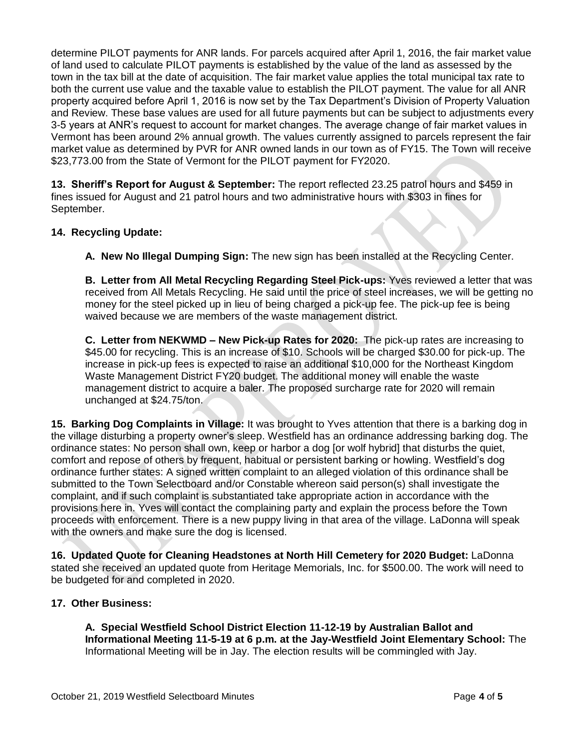determine PILOT payments for ANR lands. For parcels acquired after April 1, 2016, the fair market value of land used to calculate PILOT payments is established by the value of the land as assessed by the town in the tax bill at the date of acquisition. The fair market value applies the total municipal tax rate to both the current use value and the taxable value to establish the PILOT payment. The value for all ANR property acquired before April 1, 2016 is now set by the Tax Department's Division of Property Valuation and Review. These base values are used for all future payments but can be subject to adjustments every 3-5 years at ANR's request to account for market changes. The average change of fair market values in Vermont has been around 2% annual growth. The values currently assigned to parcels represent the fair market value as determined by PVR for ANR owned lands in our town as of FY15. The Town will receive $23,773.00 from the State of Vermont for the PILOT payment for FY2020.

**13. Sheriff's Report for August & September:** The report reflected 23.25 patrol hours and $459 in fines issued for August and 21 patrol hours and two administrative hours with $303 in fines for September.

**14. Recycling Update:**

**A. New No Illegal Dumping Sign:** The new sign has been installed at the Recycling Center.

**B. Letter from All Metal Recycling Regarding Steel Pick-ups:** Yves reviewed a letter that was received from All Metals Recycling. He said until the price of steel increases, we will be getting no money for the steel picked up in lieu of being charged a pick-up fee. The pick-up fee is being waived because we are members of the waste management district.

**C. Letter from NEKWMD – New Pick-up Rates for 2020:** The pick-up rates are increasing to $45.00 for recycling. This is an increase of $10. Schools will be charged $30.00 for pick-up. The increase in pick-up fees is expected to raise an additional $10,000 for the Northeast Kingdom Waste Management District FY20 budget. The additional money will enable the waste management district to acquire a baler. The proposed surcharge rate for 2020 will remain unchanged at $24.75/ton.

**15. Barking Dog Complaints in Village:** It was brought to Yves attention that there is a barking dog in the village disturbing a property owner's sleep. Westfield has an ordinance addressing barking dog. The ordinance states: No person shall own, keep or harbor a dog [or wolf hybrid] that disturbs the quiet, comfort and repose of others by frequent, habitual or persistent barking or howling. Westfield's dog ordinance further states: A signed written complaint to an alleged violation of this ordinance shall be submitted to the Town Selectboard and/or Constable whereon said person(s) shall investigate the complaint, and if such complaint is substantiated take appropriate action in accordance with the provisions here in. Yves will contact the complaining party and explain the process before the Town proceeds with enforcement. There is a new puppy living in that area of the village. LaDonna will speak with the owners and make sure the dog is licensed.

**16. Updated Quote for Cleaning Headstones at North Hill Cemetery for 2020 Budget:** LaDonna stated she received an updated quote from Heritage Memorials, Inc. for $500.00. The work will need to be budgeted for and completed in 2020.

**17. Other Business:**

**A. Special Westfield School District Election 11-12-19 by Australian Ballot and Informational Meeting 11-5-19 at 6 p.m. at the Jay-Westfield Joint Elementary School:** The Informational Meeting will be in Jay. The election results will be commingled with Jay.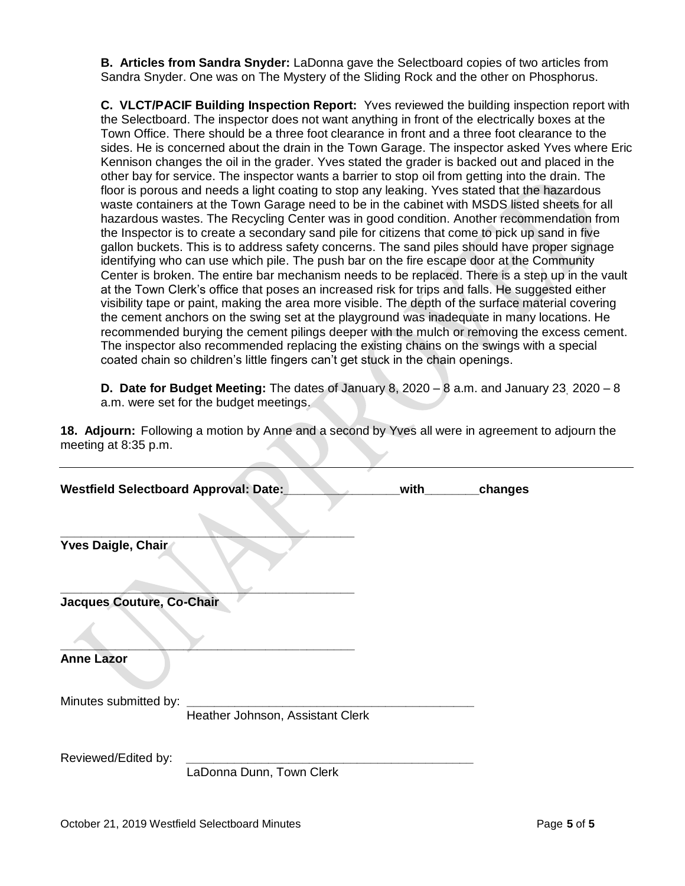**B. Articles from Sandra Snyder:** LaDonna gave the Selectboard copies of two articles from Sandra Snyder. One was on The Mystery of the Sliding Rock and the other on Phosphorus.

**C. VLCT/PACIF Building Inspection Report:** Yves reviewed the building inspection report with the Selectboard. The inspector does not want anything in front of the electrically boxes at the Town Office. There should be a three foot clearance in front and a three foot clearance to the sides. He is concerned about the drain in the Town Garage. The inspector asked Yves where Eric Kennison changes the oil in the grader. Yves stated the grader is backed out and placed in the other bay for service. The inspector wants a barrier to stop oil from getting into the drain. The floor is porous and needs a light coating to stop any leaking. Yves stated that the hazardous waste containers at the Town Garage need to be in the cabinet with MSDS listed sheets for all hazardous wastes. The Recycling Center was in good condition. Another recommendation from the Inspector is to create a secondary sand pile for citizens that come to pick up sand in five gallon buckets. This is to address safety concerns. The sand piles should have proper signage identifying who can use which pile. The push bar on the fire escape door at the Community Center is broken. The entire bar mechanism needs to be replaced. There is a step up in the vault at the Town Clerk's office that poses an increased risk for trips and falls. He suggested either visibility tape or paint, making the area more visible. The depth of the surface material covering the cement anchors on the swing set at the playground was inadequate in many locations. He recommended burying the cement pilings deeper with the mulch or removing the excess cement. The inspector also recommended replacing the existing chains on the swings with a special coated chain so children's little fingers can't get stuck in the chain openings.

**D. Date for Budget Meeting:** The dates of January 8, 2020 – 8 a.m. and January 23, 2020 – 8 a.m. were set for the budget meetings.

**18. Adjourn:** Following a motion by Anne and a second by Yves all were in agreement to adjourn the meeting at 8:35 p.m.

---

**Westfield Selectboard Approval: Date:________________with________changes**

______________________________________________
**Yves Daigle, Chair**

______________________________________________
**Jacques Couture, Co-Chair**

______________________________________________
**Anne Lazor**

Minutes submitted by: ______________________________________________
Heather Johnson, Assistant Clerk

Reviewed/Edited by: ______________________________________________
LaDonna Dunn, Town Clerk